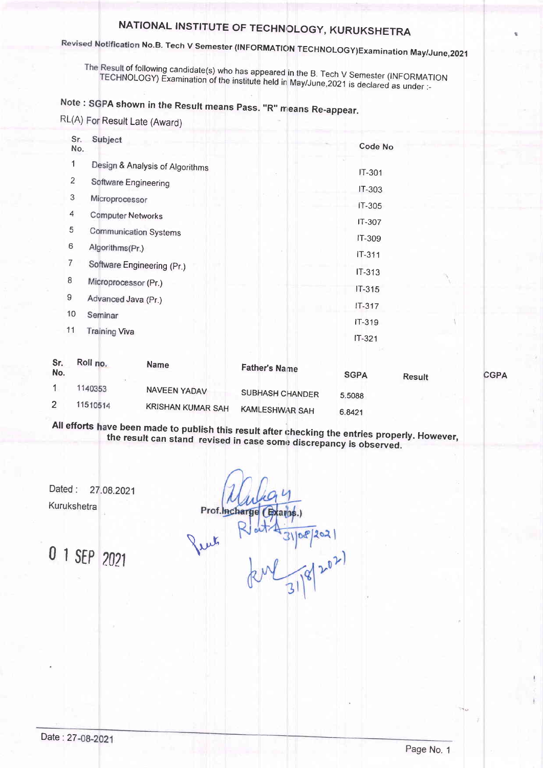# NATIONAL INSTITUTE OF TECHNOLOGY, KURUKSHETRA

## Revised Notification No.B. Tech V Semester (INFORMATION TECHNOLOGY)Examination May/June,2021

The Result of following candidate(s) who has appeared in the B. Tech V Semester (INFORMATION TECHNOLOGY) Examination of the institute held in May/June,2021 is declared as under :-

**Note : SGPA shown in the Result means Pass. "R" means Re-appear.**

RL(A) For Result Late (Award)

| Sr. No. | Subject | Code No |
|---|---|---|
| 1 | Design & Analysis of Algorithms | IT-301 |
| 2 | Software Engineering | IT-303 |
| 3 | Microprocessor | IT-305 |
| 4 | Computer Networks | IT-307 |
| 5 | Communication Systems | IT-309 |
| 6 | Algorithms(Pr.) | IT-311 |
| 7 | Software Engineering (Pr.) | IT-313 |
| 8 | Microprocessor (Pr.) | IT-315 |
| 9 | Advanced Java (Pr.) | IT-317 |
| 10 | Seminar | IT-319 |
| 11 | Training Viva | IT-321 |

| Sr. No. | Roll no. | Name | Father's Name | SGPA | Result | CGPA |
|---|---|---|---|---|---|---|
| 1 | 1140353 | NAVEEN YADAV | SUBHASH CHANDER | 5.5088 | | |
| 2 | 11510514 | KRISHAN KUMAR SAH | KAMLESHWAR SAH | 6.8421 | | |

**All efforts have been made to publish this result after checking the entries properly. However, the result can stand revised in case some discrepancy is observed.**

Dated : 27.08.2021

Kurukshetra

0 1 SEP 2021

Prof.Incharge (Exams.)

31/08/2021

31/8/2021

Date : 27-08-2021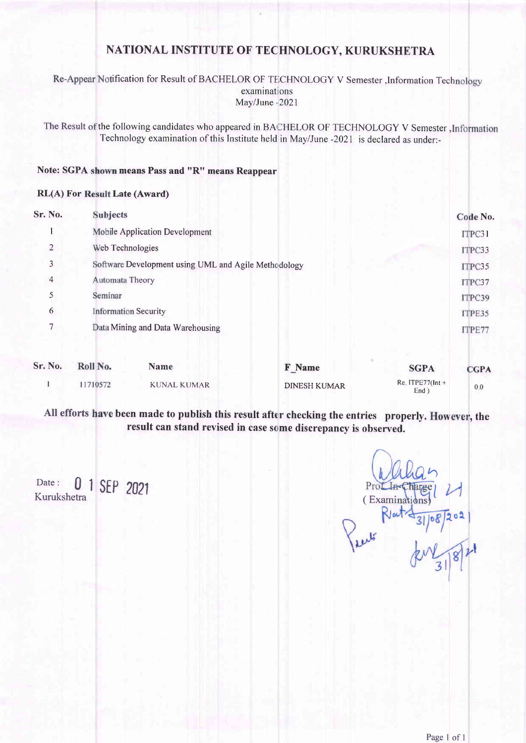# NATIONAL INSTITUTE OF TECHNOLOGY, KURUKSHETRA

Re-Appear Notification for Result of BACHELOR OF TECHNOLOGY V Semester ,Information Technology examinations
May/June -2021

The Result of the following candidates who appeared in BACHELOR OF TECHNOLOGY V Semester ,Information Technology examination of this Institute held in May/June -2021 is declared as under:-

**Note: SGPA shown means Pass and "R" means Reappear**

**RL(A) For Result Late (Award)**

| Sr. No. | Subjects | Code No. |
|---|---|---|
| 1 | Mobile Application Development | ITPC31 |
| 2 | Web Technologies | ITPC33 |
| 3 | Software Development using UML and Agile Methodology | ITPC35 |
| 4 | Automata Theory | ITPC37 |
| 5 | Seminar | ITPC39 |
| 6 | Information Security | ITPE35 |
| 7 | Data Mining and Data Warehousing | ITPE77 |

| Sr. No. | Roll No. | Name | F_Name | SGPA | CGPA |
|---|---|---|---|---|---|
| 1 | 11710572 | KUNAL KUMAR | DINESH KUMAR | Re. ITPE77(Int + End ) | 0.0 |

**All efforts have been made to publish this result after checking the entries properly. However, the result can stand revised in case some discrepancy is observed.**

Date : 01 SEP 2021
Kurukshetra

Prof. In-Charge
( Examinations)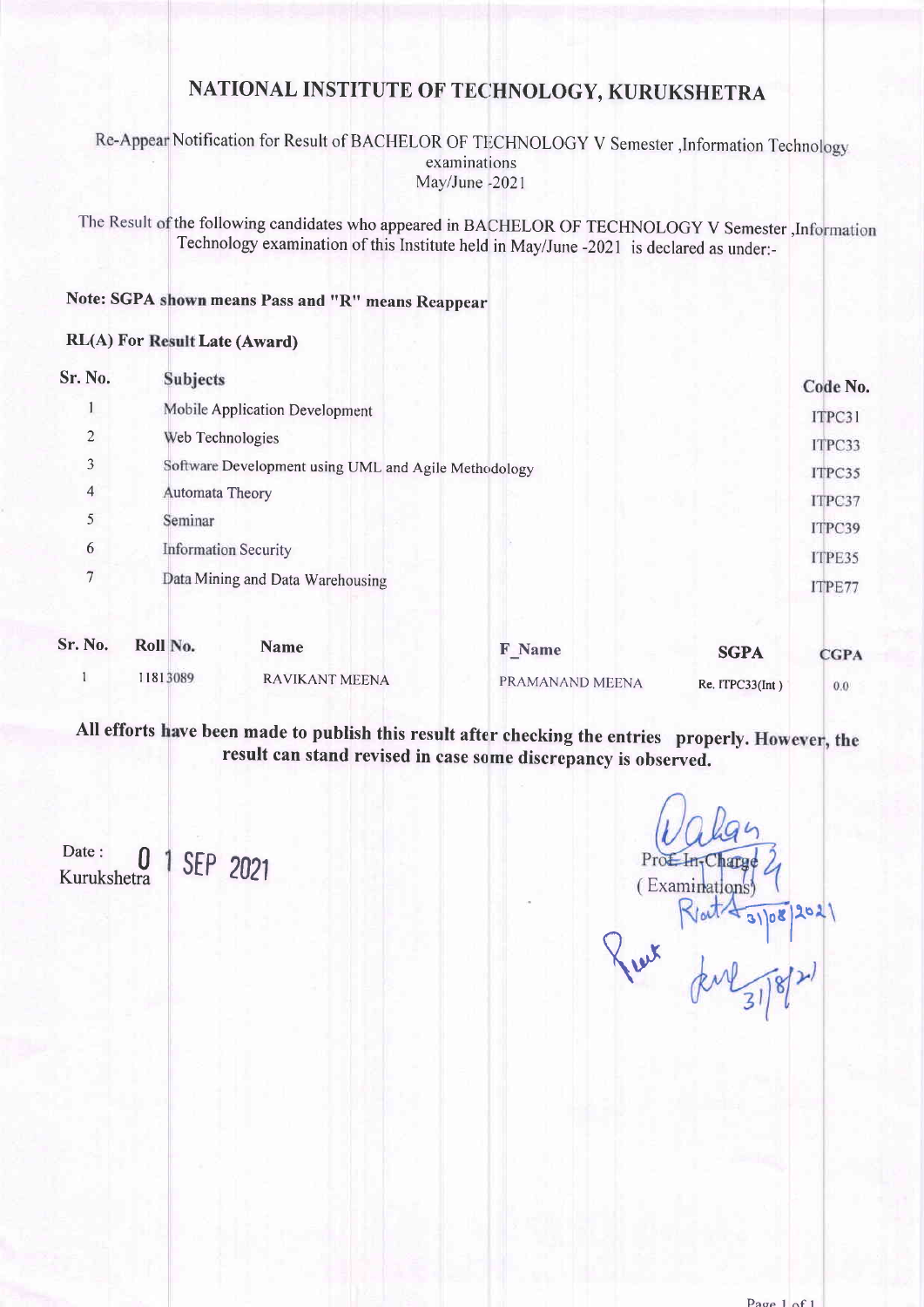# NATIONAL INSTITUTE OF TECHNOLOGY, KURUKSHETRA

Re-Appear Notification for Result of BACHELOR OF TECHNOLOGY V Semester ,Information Technology examinations
May/June -2021

The Result of the following candidates who appeared in BACHELOR OF TECHNOLOGY V Semester ,Information Technology examination of this Institute held in May/June -2021 is declared as under:-

**Note: SGPA shown means Pass and "R" means Reappear**

**RL(A) For Result Late (Award)**

| Sr. No. | Subjects | Code No. |
|---|---|---|
| 1 | Mobile Application Development | ITPC31 |
| 2 | Web Technologies | ITPC33 |
| 3 | Software Development using UML and Agile Methodology | ITPC35 |
| 4 | Automata Theory | ITPC37 |
| 5 | Seminar | ITPC39 |
| 6 | Information Security | ITPE35 |
| 7 | Data Mining and Data Warehousing | ITPE77 |

| Sr. No. | Roll No. | Name | F_Name | SGPA | CGPA |
|---|---|---|---|---|---|
| 1 | 11813089 | RAVIKANT MEENA | PRAMANAND MEENA | Re. ITPC33(Int ) | 0.0 |

**All efforts have been made to publish this result after checking the entries properly. However, the result can stand revised in case some discrepancy is observed.**

Date : 01 SEP 2021
Kurukshetra

Prof. In-Charge
( Examinations)